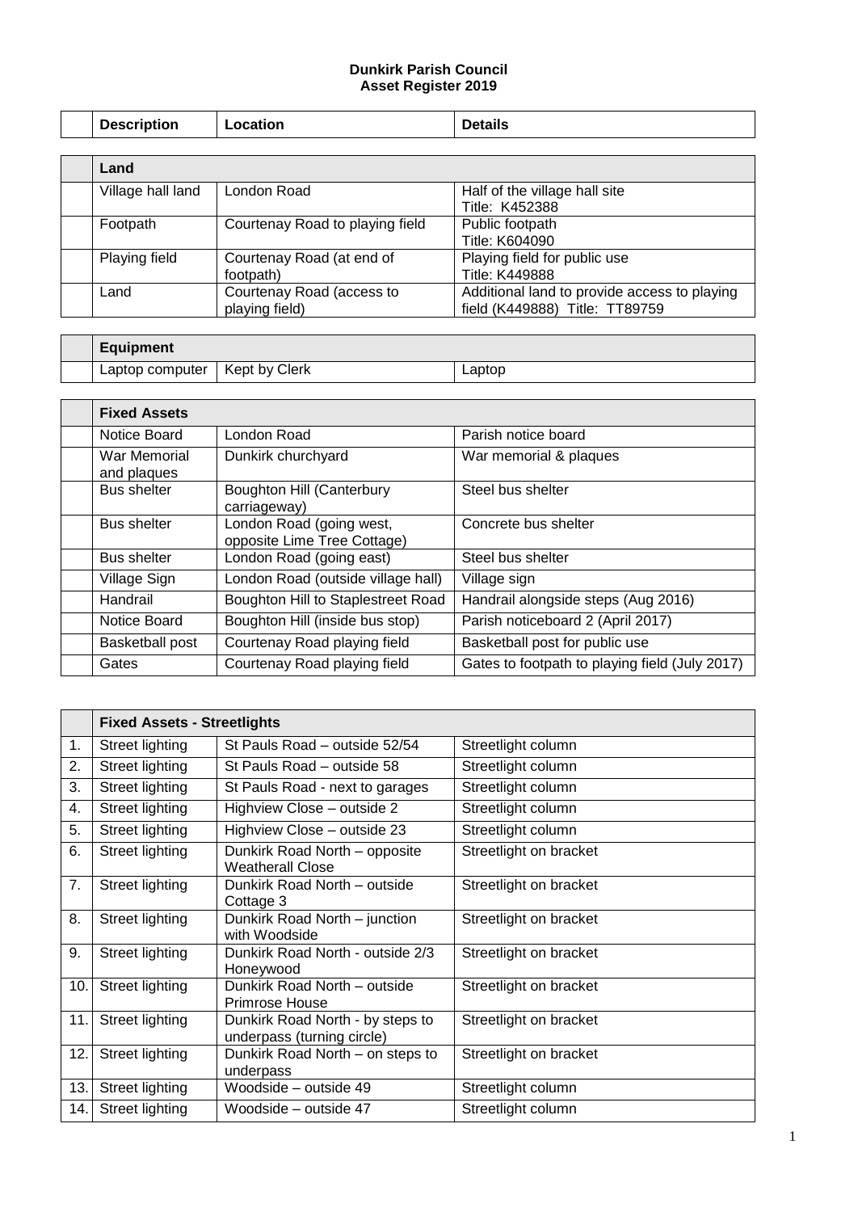**Dunkirk Parish Council**
**Asset Register 2019**

| | Description | Location | Details |
|---|---|---|---|
| | **Land** | | |
| | Village hall land | London Road | Half of the village hall site<br>Title: K452388 |
| | Footpath | Courtenay Road to playing field | Public footpath<br>Title: K604090 |
| | Playing field | Courtenay Road (at end of footpath) | Playing field for public use<br>Title: K449888 |
| | Land | Courtenay Road (access to playing field) | Additional land to provide access to playing field (K449888) Title: TT89759 |
| | **Equipment** | | |
| | Laptop computer | Kept by Clerk | Laptop |
| | **Fixed Assets** | | |
| | Notice Board | London Road | Parish notice board |
| | War Memorial and plaques | Dunkirk churchyard | War memorial & plaques |
| | Bus shelter | Boughton Hill (Canterbury carriageway) | Steel bus shelter |
| | Bus shelter | London Road (going west, opposite Lime Tree Cottage) | Concrete bus shelter |
| | Bus shelter | London Road (going east) | Steel bus shelter |
| | Village Sign | London Road (outside village hall) | Village sign |
| | Handrail | Boughton Hill to Staplestreet Road | Handrail alongside steps (Aug 2016) |
| | Notice Board | Boughton Hill (inside bus stop) | Parish noticeboard 2 (April 2017) |
| | Basketball post | Courtenay Road playing field | Basketball post for public use |
| | Gates | Courtenay Road playing field | Gates to footpath to playing field (July 2017) |
| | **Fixed Assets - Streetlights** | | |
| 1. | Street lighting | St Pauls Road – outside 52/54 | Streetlight column |
| 2. | Street lighting | St Pauls Road – outside 58 | Streetlight column |
| 3. | Street lighting | St Pauls Road - next to garages | Streetlight column |
| 4. | Street lighting | Highview Close – outside 2 | Streetlight column |
| 5. | Street lighting | Highview Close – outside 23 | Streetlight column |
| 6. | Street lighting | Dunkirk Road North – opposite Weatherall Close | Streetlight on bracket |
| 7. | Street lighting | Dunkirk Road North – outside Cottage 3 | Streetlight on bracket |
| 8. | Street lighting | Dunkirk Road North – junction with Woodside | Streetlight on bracket |
| 9. | Street lighting | Dunkirk Road North - outside 2/3 Honeywood | Streetlight on bracket |
| 10. | Street lighting | Dunkirk Road North – outside Primrose House | Streetlight on bracket |
| 11. | Street lighting | Dunkirk Road North - by steps to underpass (turning circle) | Streetlight on bracket |
| 12. | Street lighting | Dunkirk Road North – on steps to underpass | Streetlight on bracket |
| 13. | Street lighting | Woodside – outside 49 | Streetlight column |
| 14. | Street lighting | Woodside – outside 47 | Streetlight column |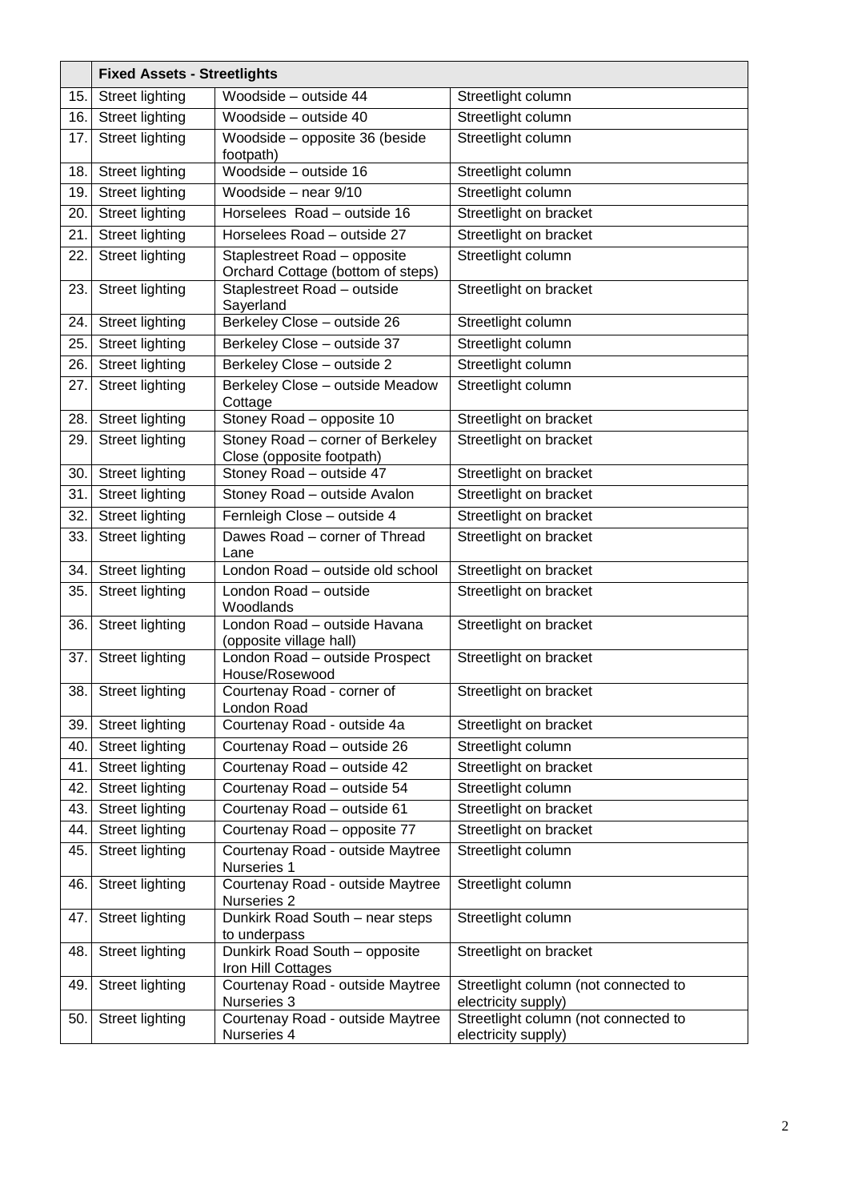| | Fixed Assets - Streetlights | | |
|---|---|---|---|
| 15. | Street lighting | Woodside – outside 44 | Streetlight column |
| 16. | Street lighting | Woodside – outside 40 | Streetlight column |
| 17. | Street lighting | Woodside – opposite 36 (beside footpath) | Streetlight column |
| 18. | Street lighting | Woodside – outside 16 | Streetlight column |
| 19. | Street lighting | Woodside – near 9/10 | Streetlight column |
| 20. | Street lighting | Horselees Road – outside 16 | Streetlight on bracket |
| 21. | Street lighting | Horselees Road – outside 27 | Streetlight on bracket |
| 22. | Street lighting | Staplestreet Road – opposite Orchard Cottage (bottom of steps) | Streetlight column |
| 23. | Street lighting | Staplestreet Road – outside Sayerland | Streetlight on bracket |
| 24. | Street lighting | Berkeley Close – outside 26 | Streetlight column |
| 25. | Street lighting | Berkeley Close – outside 37 | Streetlight column |
| 26. | Street lighting | Berkeley Close – outside 2 | Streetlight column |
| 27. | Street lighting | Berkeley Close – outside Meadow Cottage | Streetlight column |
| 28. | Street lighting | Stoney Road – opposite 10 | Streetlight on bracket |
| 29. | Street lighting | Stoney Road – corner of Berkeley Close (opposite footpath) | Streetlight on bracket |
| 30. | Street lighting | Stoney Road – outside 47 | Streetlight on bracket |
| 31. | Street lighting | Stoney Road – outside Avalon | Streetlight on bracket |
| 32. | Street lighting | Fernleigh Close – outside 4 | Streetlight on bracket |
| 33. | Street lighting | Dawes Road – corner of Thread Lane | Streetlight on bracket |
| 34. | Street lighting | London Road – outside old school | Streetlight on bracket |
| 35. | Street lighting | London Road – outside Woodlands | Streetlight on bracket |
| 36. | Street lighting | London Road – outside Havana (opposite village hall) | Streetlight on bracket |
| 37. | Street lighting | London Road – outside Prospect House/Rosewood | Streetlight on bracket |
| 38. | Street lighting | Courtenay Road - corner of London Road | Streetlight on bracket |
| 39. | Street lighting | Courtenay Road - outside 4a | Streetlight on bracket |
| 40. | Street lighting | Courtenay Road – outside 26 | Streetlight column |
| 41. | Street lighting | Courtenay Road – outside 42 | Streetlight on bracket |
| 42. | Street lighting | Courtenay Road – outside 54 | Streetlight column |
| 43. | Street lighting | Courtenay Road – outside 61 | Streetlight on bracket |
| 44. | Street lighting | Courtenay Road – opposite 77 | Streetlight on bracket |
| 45. | Street lighting | Courtenay Road - outside Maytree Nurseries 1 | Streetlight column |
| 46. | Street lighting | Courtenay Road - outside Maytree Nurseries 2 | Streetlight column |
| 47. | Street lighting | Dunkirk Road South – near steps to underpass | Streetlight column |
| 48. | Street lighting | Dunkirk Road South – opposite Iron Hill Cottages | Streetlight on bracket |
| 49. | Street lighting | Courtenay Road - outside Maytree Nurseries 3 | Streetlight column (not connected to electricity supply) |
| 50. | Street lighting | Courtenay Road - outside Maytree Nurseries 4 | Streetlight column (not connected to electricity supply) |